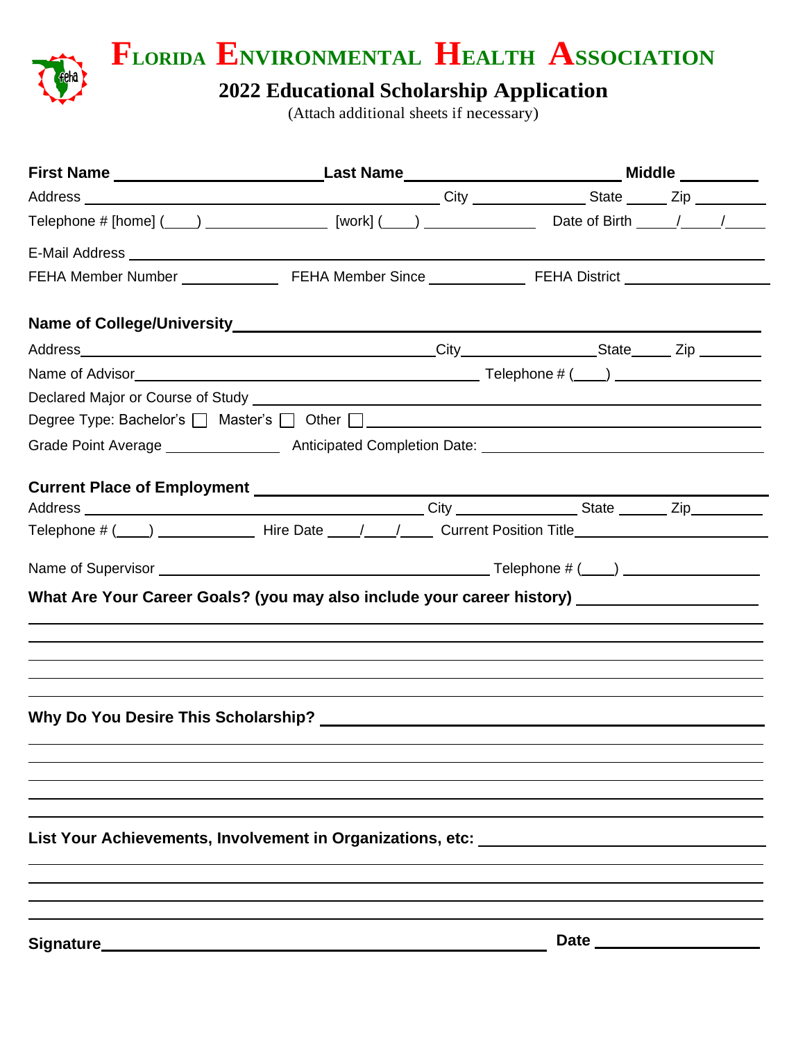# Florida Environmental Health Association

## 2022 Educational Scholarship Application

(Attach additional sheets if necessary)

**First Name** ____________________ **Last Name** ____________________ **Middle** ________

Address ______________________________ City ____________ State _____ Zip ________

Telephone # [home] (____) ______________ [work] (____) ______________ Date of Birth _____/_____/_____

E-Mail Address ________________________________________________

FEHA Member Number ____________ FEHA Member Since ____________ FEHA District ________________

**Name of College/University** ________________________________________________

Address ______________________________ City ______________ State _____ Zip ________

Name of Advisor ______________________________ Telephone # (____) ________________

Declared Major or Course of Study ________________________________________________

Degree Type: Bachelor's ☐ Master's ☐ Other ☐ ________________________________________________

Grade Point Average ______________ Anticipated Completion Date: ______________________________

**Current Place of Employment** ________________________________________________

Address ______________________________ City ______________ State ______ Zip ________

Telephone # (____) ____________ Hire Date ____/____/____ Current Position Title ______________________

Name of Supervisor ______________________________ Telephone # (____) ________________

**What Are Your Career Goals? (you may also include your career history)** ____________________

________________________________________________

________________________________________________

________________________________________________

________________________________________________

________________________________________________

**Why Do You Desire This Scholarship?** ________________________________________________

________________________________________________

________________________________________________

________________________________________________

________________________________________________

________________________________________________

**List Your Achievements, Involvement in Organizations, etc:** ______________________________

________________________________________________

________________________________________________

________________________________________________

________________________________________________

**Signature** ______________________________________________ **Date** ________________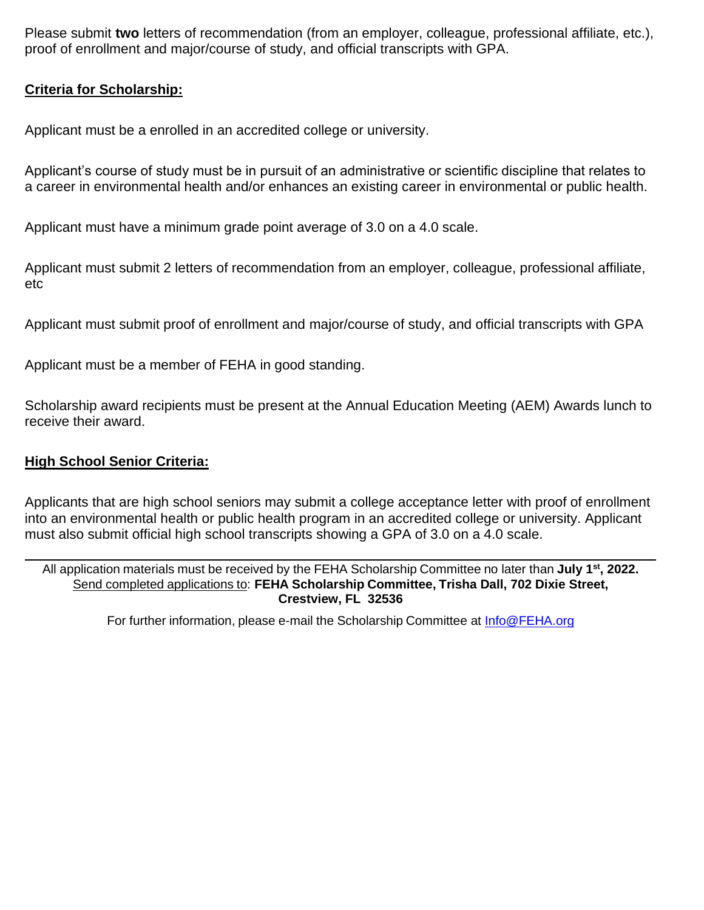Please submit **two** letters of recommendation (from an employer, colleague, professional affiliate, etc.), proof of enrollment and major/course of study, and official transcripts with GPA.

**Criteria for Scholarship:**

Applicant must be a enrolled in an accredited college or university.

Applicant's course of study must be in pursuit of an administrative or scientific discipline that relates to a career in environmental health and/or enhances an existing career in environmental or public health.

Applicant must have a minimum grade point average of 3.0 on a 4.0 scale.

Applicant must submit 2 letters of recommendation from an employer, colleague, professional affiliate, etc

Applicant must submit proof of enrollment and major/course of study, and official transcripts with GPA

Applicant must be a member of FEHA in good standing.

Scholarship award recipients must be present at the Annual Education Meeting (AEM) Awards lunch to receive their award.

**High School Senior Criteria:**

Applicants that are high school seniors may submit a college acceptance letter with proof of enrollment into an environmental health or public health program in an accredited college or university. Applicant must also submit official high school transcripts showing a GPA of 3.0 on a 4.0 scale.

---

All application materials must be received by the FEHA Scholarship Committee no later than **July 1st, 2022.**
Send completed applications to: **FEHA Scholarship Committee, Trisha Dall, 702 Dixie Street, Crestview, FL 32536**

For further information, please e-mail the Scholarship Committee at Info@FEHA.org